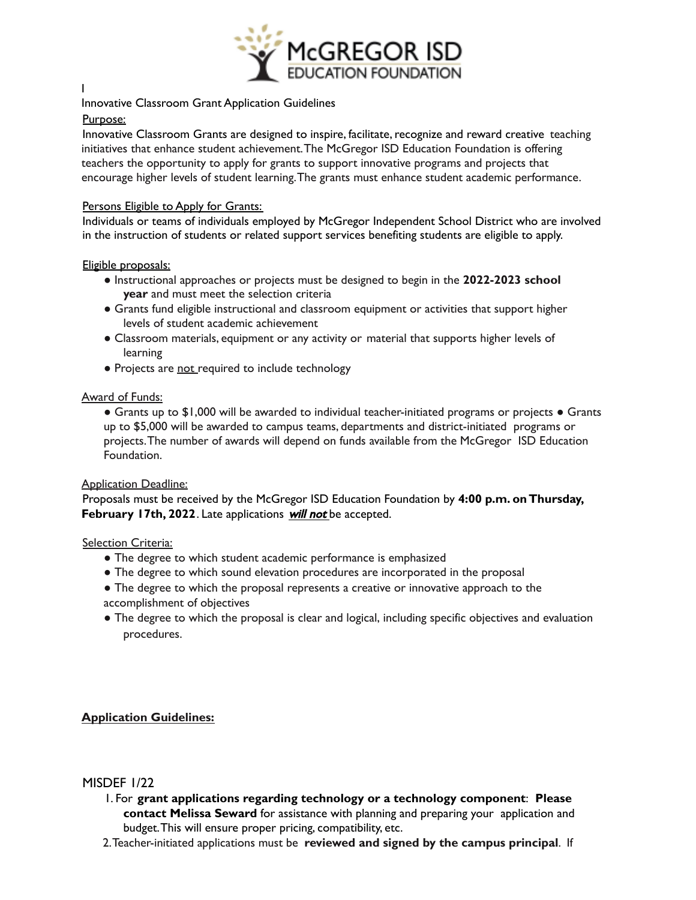# McGREGOR ISD EDUCATION FOUNDATION

I

Innovative Classroom Grant Application Guidelines

Purpose:

Innovative Classroom Grants are designed to inspire, facilitate, recognize and reward creative teaching initiatives that enhance student achievement. The McGregor ISD Education Foundation is offering teachers the opportunity to apply for grants to support innovative programs and projects that encourage higher levels of student learning. The grants must enhance student academic performance.

Persons Eligible to Apply for Grants:

Individuals or teams of individuals employed by McGregor Independent School District who are involved in the instruction of students or related support services benefiting students are eligible to apply.

Eligible proposals:

- Instructional approaches or projects must be designed to begin in the **2022-2023 school year** and must meet the selection criteria
- Grants fund eligible instructional and classroom equipment or activities that support higher levels of student academic achievement
- Classroom materials, equipment or any activity or material that supports higher levels of learning
- Projects are not required to include technology

Award of Funds:

- Grants up to $1,000 will be awarded to individual teacher-initiated programs or projects
- Grants up to $5,000 will be awarded to campus teams, departments and district-initiated programs or projects. The number of awards will depend on funds available from the McGregor ISD Education Foundation.

Application Deadline:

Proposals must be received by the McGregor ISD Education Foundation by **4:00 p.m. on Thursday, February 17th, 2022**. Late applications ***will not*** be accepted.

Selection Criteria:

- The degree to which student academic performance is emphasized
- The degree to which sound elevation procedures are incorporated in the proposal
- The degree to which the proposal represents a creative or innovative approach to the accomplishment of objectives
- The degree to which the proposal is clear and logical, including specific objectives and evaluation procedures.

**Application Guidelines:**

MISDEF 1/22

1. For **grant applications regarding technology or a technology component**: **Please contact Melissa Seward** for assistance with planning and preparing your application and budget. This will ensure proper pricing, compatibility, etc.
2. Teacher-initiated applications must be **reviewed and signed by the campus principal**. If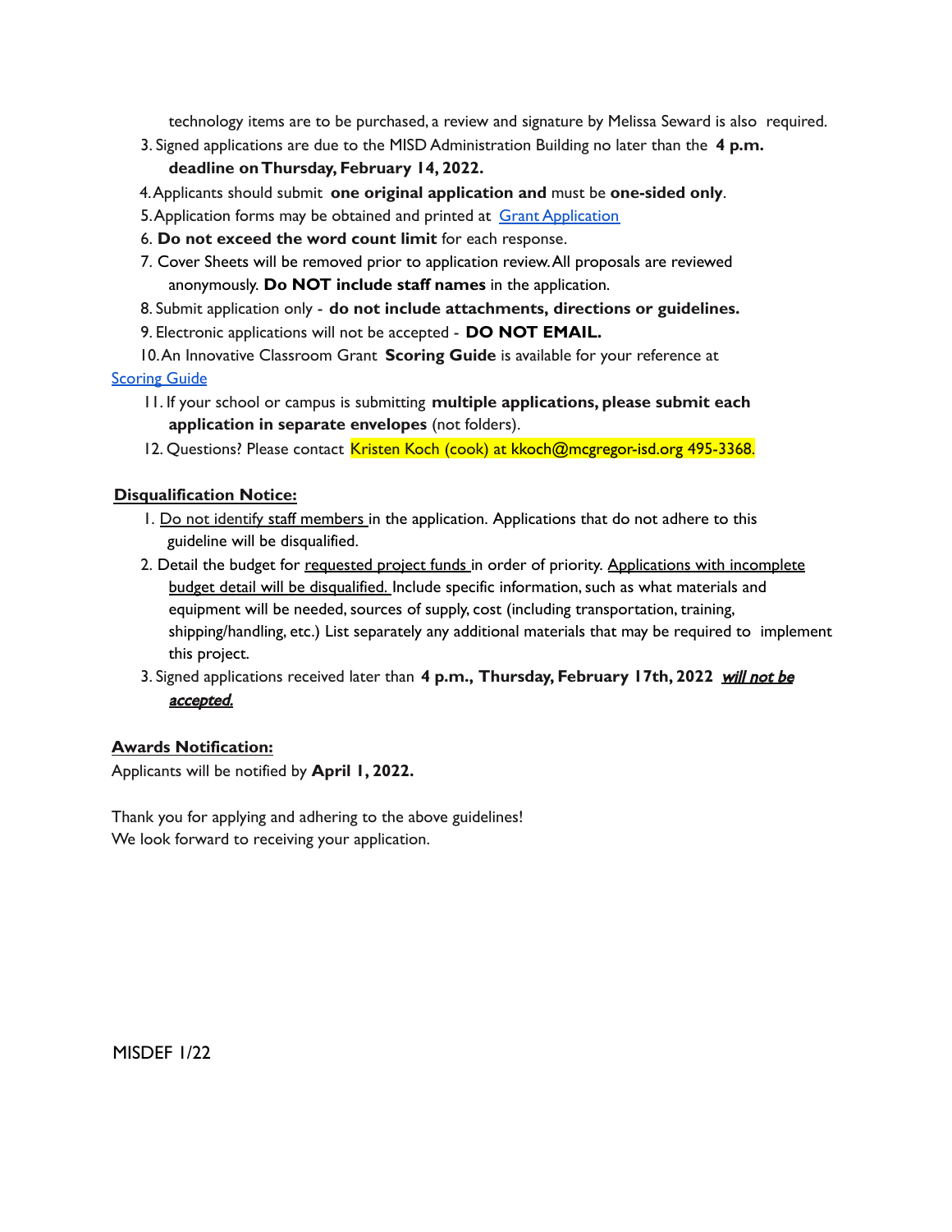technology items are to be purchased, a review and signature by Melissa Seward is also required.

3. Signed applications are due to the MISD Administration Building no later than the **4 p.m. deadline on Thursday, February 14, 2022.**
4. Applicants should submit **one original application and** must be **one-sided only**.
5. Application forms may be obtained and printed at [Grant Application]
6. **Do not exceed the word count limit** for each response.
7. Cover Sheets will be removed prior to application review. All proposals are reviewed anonymously. **Do NOT include staff names** in the application.
8. Submit application only - **do not include attachments, directions or guidelines.**
9. Electronic applications will not be accepted - **DO NOT EMAIL.**
10. An Innovative Classroom Grant **Scoring Guide** is available for your reference at [Scoring Guide]
11. If your school or campus is submitting **multiple applications, please submit each application in separate envelopes** (not folders).
12. Questions? Please contact Kristen Koch (cook) at kkoch@mcgregor-isd.org 495-3368.

## Disqualification Notice:

1. Do not identify staff members in the application. Applications that do not adhere to this guideline will be disqualified.
2. Detail the budget for requested project funds in order of priority. Applications with incomplete budget detail will be disqualified. Include specific information, such as what materials and equipment will be needed, sources of supply, cost (including transportation, training, shipping/handling, etc.) List separately any additional materials that may be required to implement this project.
3. Signed applications received later than **4 p.m., Thursday, February 17th, 2022** ***will not be accepted.***

## Awards Notification:

Applicants will be notified by **April 1, 2022.**

Thank you for applying and adhering to the above guidelines!
We look forward to receiving your application.

MISDEF 1/22